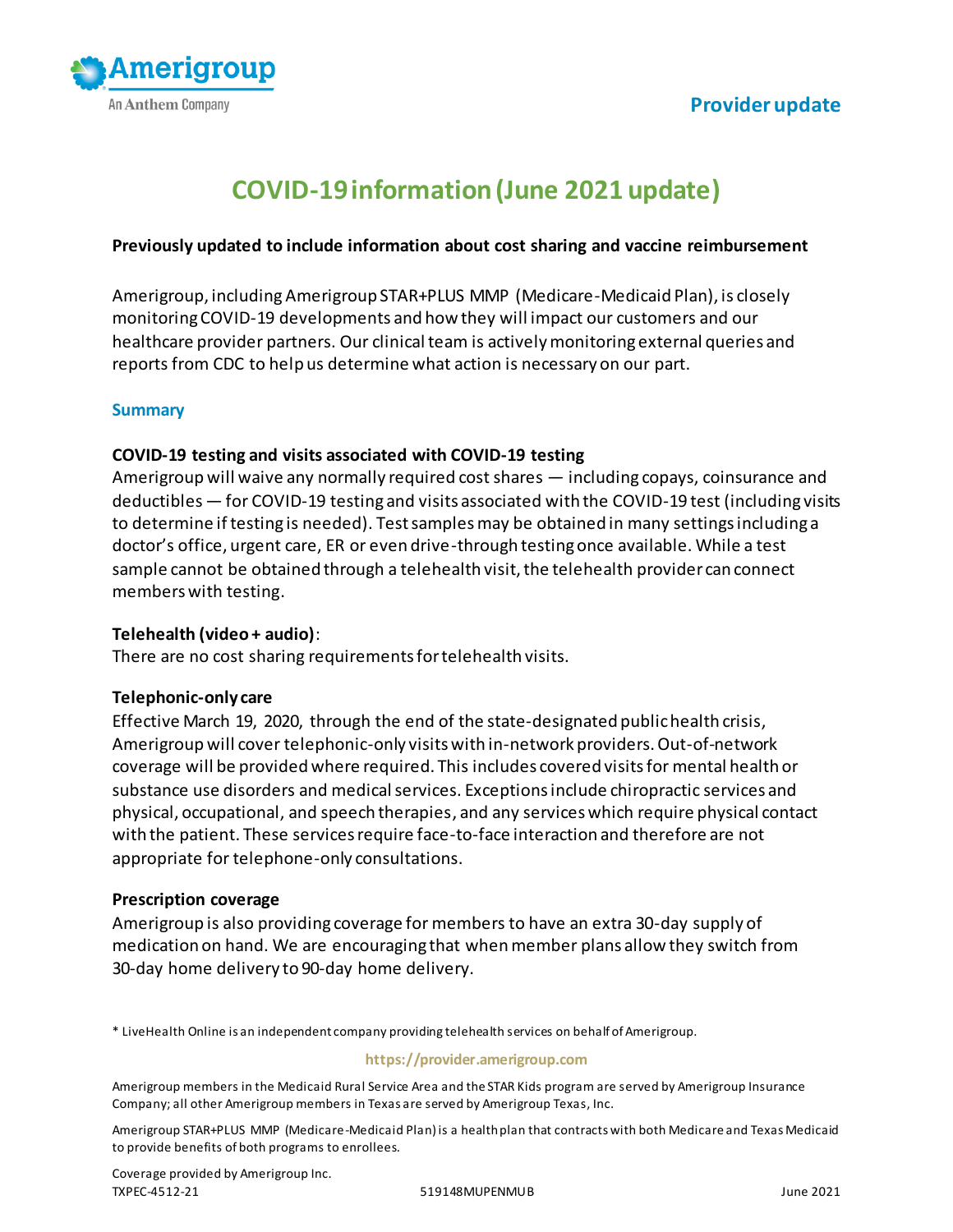Amerigroup
An Anthem Company

Provider update

# COVID-19 information (June 2021 update)

**Previously updated to include information about cost sharing and vaccine reimbursement**

Amerigroup, including Amerigroup STAR+PLUS MMP (Medicare-Medicaid Plan), is closely monitoring COVID-19 developments and how they will impact our customers and our healthcare provider partners. Our clinical team is actively monitoring external queries and reports from CDC to help us determine what action is necessary on our part.

## Summary

**COVID-19 testing and visits associated with COVID-19 testing**
Amerigroup will waive any normally required cost shares — including copays, coinsurance and deductibles — for COVID-19 testing and visits associated with the COVID-19 test (including visits to determine if testing is needed). Test samples may be obtained in many settings including a doctor's office, urgent care, ER or even drive-through testing once available. While a test sample cannot be obtained through a telehealth visit, the telehealth provider can connect members with testing.

**Telehealth (video + audio)**:
There are no cost sharing requirements for telehealth visits.

**Telephonic-only care**
Effective March 19, 2020, through the end of the state-designated public health crisis, Amerigroup will cover telephonic-only visits with in-network providers. Out-of-network coverage will be provided where required. This includes covered visits for mental health or substance use disorders and medical services. Exceptions include chiropractic services and physical, occupational, and speech therapies, and any services which require physical contact with the patient. These services require face-to-face interaction and therefore are not appropriate for telephone-only consultations.

**Prescription coverage**
Amerigroup is also providing coverage for members to have an extra 30-day supply of medication on hand. We are encouraging that when member plans allow they switch from 30-day home delivery to 90-day home delivery.

* LiveHealth Online is an independent company providing telehealth services on behalf of Amerigroup.

https://provider.amerigroup.com

Amerigroup members in the Medicaid Rural Service Area and the STAR Kids program are served by Amerigroup Insurance Company; all other Amerigroup members in Texas are served by Amerigroup Texas, Inc.

Amerigroup STAR+PLUS MMP (Medicare-Medicaid Plan) is a health plan that contracts with both Medicare and Texas Medicaid to provide benefits of both programs to enrollees.

Coverage provided by Amerigroup Inc.
TXPEC-4512-21 519148MUPENMUB June 2021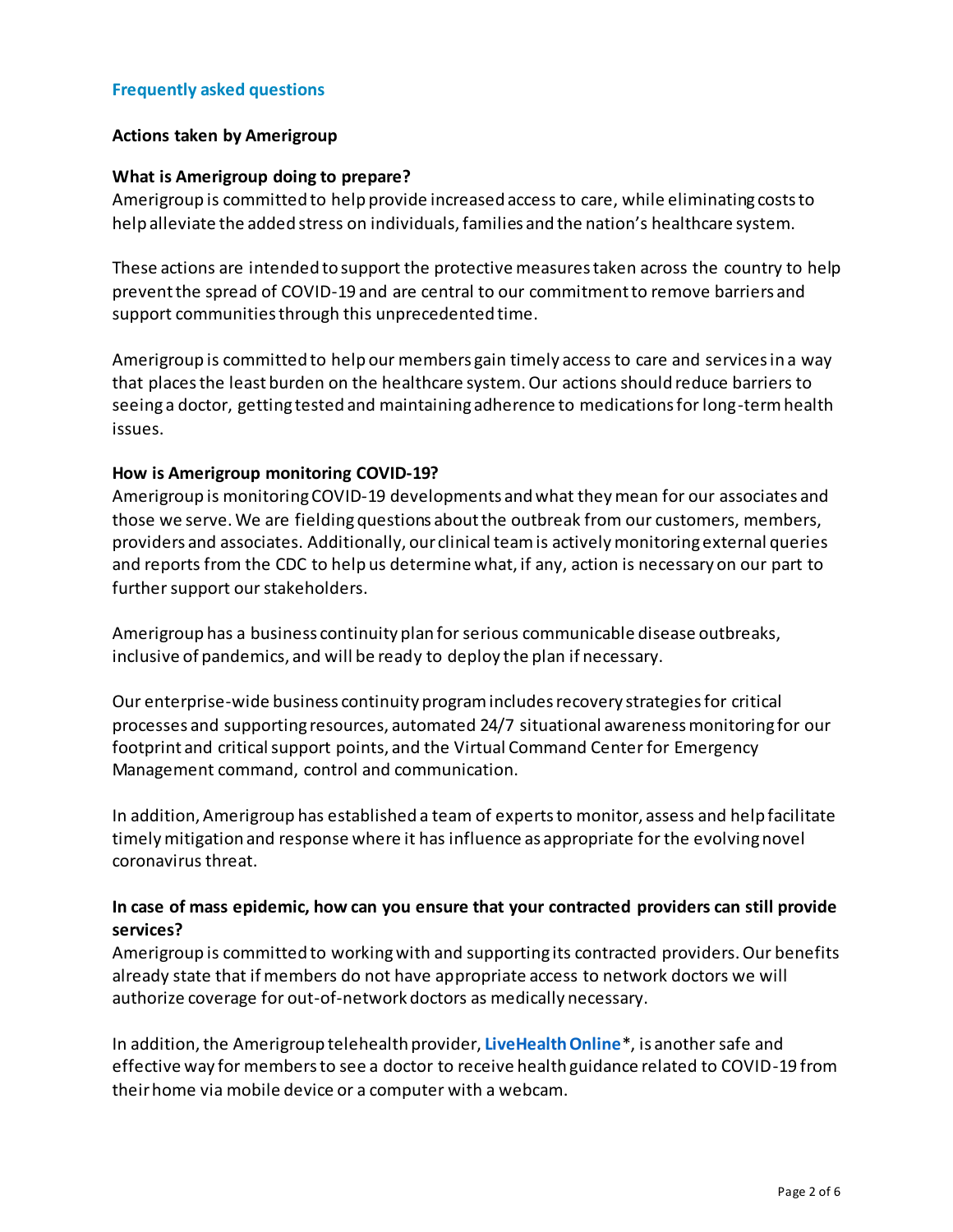## Frequently asked questions

### Actions taken by Amerigroup

**What is Amerigroup doing to prepare?**

Amerigroup is committed to help provide increased access to care, while eliminating costs to help alleviate the added stress on individuals, families and the nation's healthcare system.

These actions are intended to support the protective measures taken across the country to help prevent the spread of COVID-19 and are central to our commitment to remove barriers and support communities through this unprecedented time.

Amerigroup is committed to help our members gain timely access to care and services in a way that places the least burden on the healthcare system. Our actions should reduce barriers to seeing a doctor, getting tested and maintaining adherence to medications for long-term health issues.

**How is Amerigroup monitoring COVID-19?**

Amerigroup is monitoring COVID-19 developments and what they mean for our associates and those we serve. We are fielding questions about the outbreak from our customers, members, providers and associates. Additionally, our clinical team is actively monitoring external queries and reports from the CDC to help us determine what, if any, action is necessary on our part to further support our stakeholders.

Amerigroup has a business continuity plan for serious communicable disease outbreaks, inclusive of pandemics, and will be ready to deploy the plan if necessary.

Our enterprise-wide business continuity program includes recovery strategies for critical processes and supporting resources, automated 24/7 situational awareness monitoring for our footprint and critical support points, and the Virtual Command Center for Emergency Management command, control and communication.

In addition, Amerigroup has established a team of experts to monitor, assess and help facilitate timely mitigation and response where it has influence as appropriate for the evolving novel coronavirus threat.

**In case of mass epidemic, how can you ensure that your contracted providers can still provide services?**

Amerigroup is committed to working with and supporting its contracted providers. Our benefits already state that if members do not have appropriate access to network doctors we will authorize coverage for out-of-network doctors as medically necessary.

In addition, the Amerigroup telehealth provider, **LiveHealth Online***, is another safe and effective way for members to see a doctor to receive health guidance related to COVID-19 from their home via mobile device or a computer with a webcam.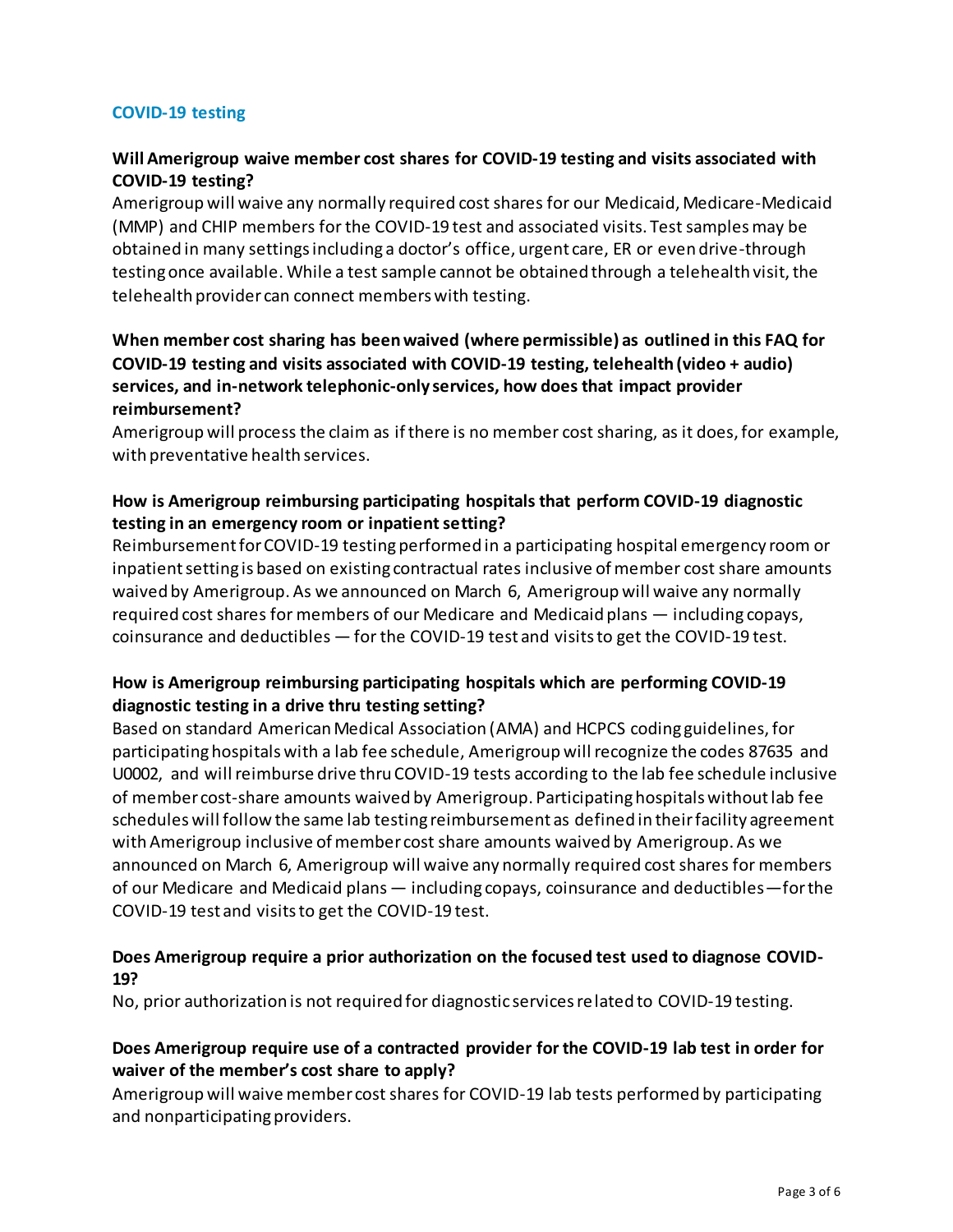## COVID-19 testing

**Will Amerigroup waive member cost shares for COVID-19 testing and visits associated with COVID-19 testing?**

Amerigroup will waive any normally required cost shares for our Medicaid, Medicare-Medicaid (MMP) and CHIP members for the COVID-19 test and associated visits. Test samples may be obtained in many settings including a doctor's office, urgent care, ER or even drive-through testing once available. While a test sample cannot be obtained through a telehealth visit, the telehealth provider can connect members with testing.

**When member cost sharing has been waived (where permissible) as outlined in this FAQ for COVID-19 testing and visits associated with COVID-19 testing, telehealth (video + audio) services, and in-network telephonic-only services, how does that impact provider reimbursement?**

Amerigroup will process the claim as if there is no member cost sharing, as it does, for example, with preventative health services.

**How is Amerigroup reimbursing participating hospitals that perform COVID-19 diagnostic testing in an emergency room or inpatient setting?**

Reimbursement for COVID-19 testing performed in a participating hospital emergency room or inpatient setting is based on existing contractual rates inclusive of member cost share amounts waived by Amerigroup. As we announced on March 6, Amerigroup will waive any normally required cost shares for members of our Medicare and Medicaid plans — including copays, coinsurance and deductibles — for the COVID-19 test and visits to get the COVID-19 test.

**How is Amerigroup reimbursing participating hospitals which are performing COVID-19 diagnostic testing in a drive thru testing setting?**

Based on standard American Medical Association (AMA) and HCPCS coding guidelines, for participating hospitals with a lab fee schedule, Amerigroup will recognize the codes 87635 and U0002, and will reimburse drive thru COVID-19 tests according to the lab fee schedule inclusive of member cost-share amounts waived by Amerigroup. Participating hospitals without lab fee schedules will follow the same lab testing reimbursement as defined in their facility agreement with Amerigroup inclusive of member cost share amounts waived by Amerigroup. As we announced on March 6, Amerigroup will waive any normally required cost shares for members of our Medicare and Medicaid plans — including copays, coinsurance and deductibles — for the COVID-19 test and visits to get the COVID-19 test.

**Does Amerigroup require a prior authorization on the focused test used to diagnose COVID-19?**

No, prior authorization is not required for diagnostic services related to COVID-19 testing.

**Does Amerigroup require use of a contracted provider for the COVID-19 lab test in order for waiver of the member's cost share to apply?**

Amerigroup will waive member cost shares for COVID-19 lab tests performed by participating and nonparticipating providers.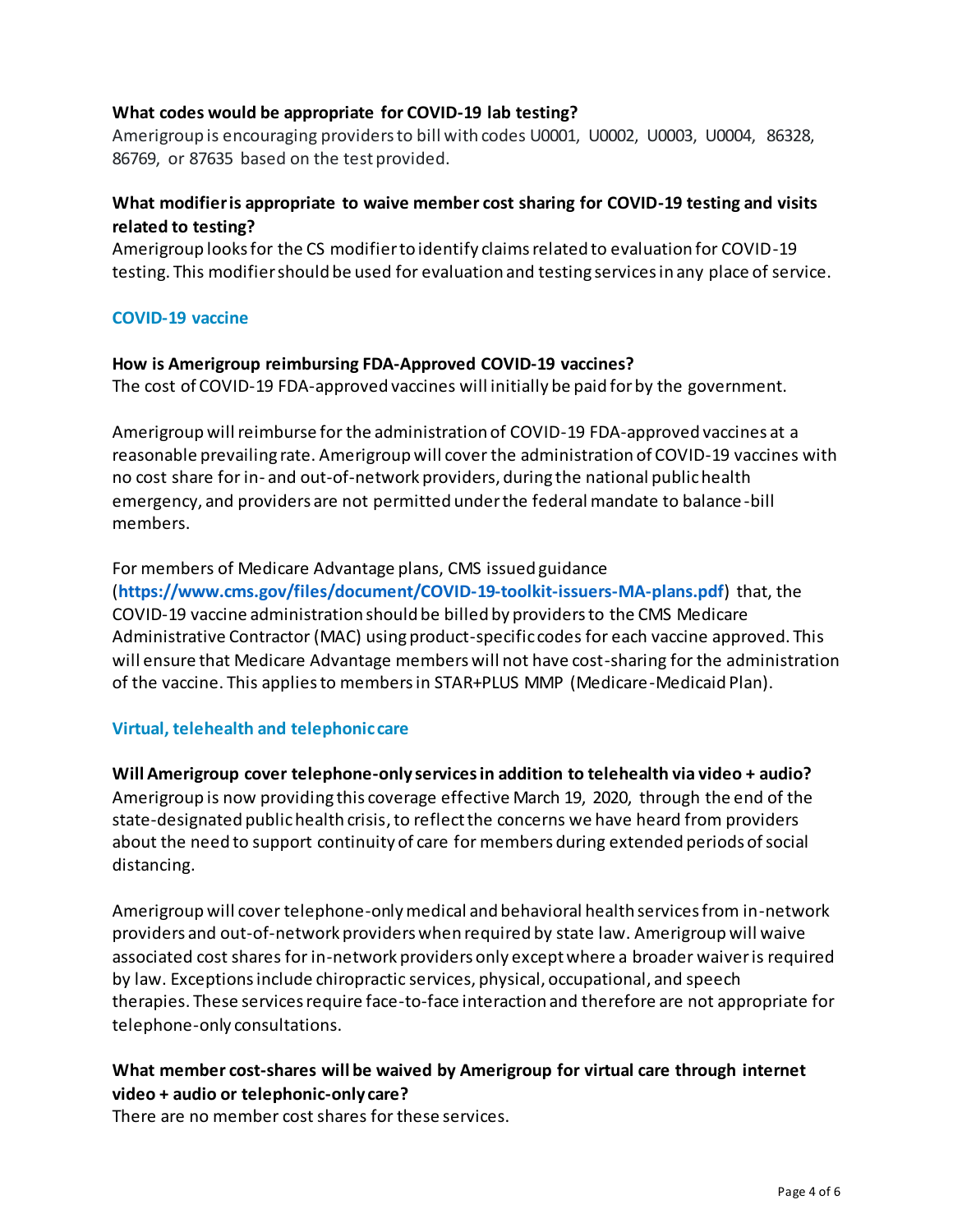**What codes would be appropriate for COVID-19 lab testing?**
Amerigroup is encouraging providers to bill with codes U0001, U0002, U0003, U0004, 86328, 86769, or 87635 based on the test provided.

**What modifier is appropriate to waive member cost sharing for COVID-19 testing and visits related to testing?**
Amerigroup looks for the CS modifier to identify claims related to evaluation for COVID-19 testing. This modifier should be used for evaluation and testing services in any place of service.

## COVID-19 vaccine

**How is Amerigroup reimbursing FDA-Approved COVID-19 vaccines?**
The cost of COVID-19 FDA-approved vaccines will initially be paid for by the government.

Amerigroup will reimburse for the administration of COVID-19 FDA-approved vaccines at a reasonable prevailing rate. Amerigroup will cover the administration of COVID-19 vaccines with no cost share for in- and out-of-network providers, during the national public health emergency, and providers are not permitted under the federal mandate to balance-bill members.

For members of Medicare Advantage plans, CMS issued guidance (**https://www.cms.gov/files/document/COVID-19-toolkit-issuers-MA-plans.pdf**) that, the COVID-19 vaccine administration should be billed by providers to the CMS Medicare Administrative Contractor (MAC) using product-specific codes for each vaccine approved. This will ensure that Medicare Advantage members will not have cost-sharing for the administration of the vaccine. This applies to members in STAR+PLUS MMP (Medicare-Medicaid Plan).

## Virtual, telehealth and telephonic care

**Will Amerigroup cover telephone-only services in addition to telehealth via video + audio?**
Amerigroup is now providing this coverage effective March 19, 2020, through the end of the state-designated public health crisis, to reflect the concerns we have heard from providers about the need to support continuity of care for members during extended periods of social distancing.

Amerigroup will cover telephone-only medical and behavioral health services from in-network providers and out-of-network providers when required by state law. Amerigroup will waive associated cost shares for in-network providers only except where a broader waiver is required by law. Exceptions include chiropractic services, physical, occupational, and speech therapies. These services require face-to-face interaction and therefore are not appropriate for telephone-only consultations.

**What member cost-shares will be waived by Amerigroup for virtual care through internet video + audio or telephonic-only care?**
There are no member cost shares for these services.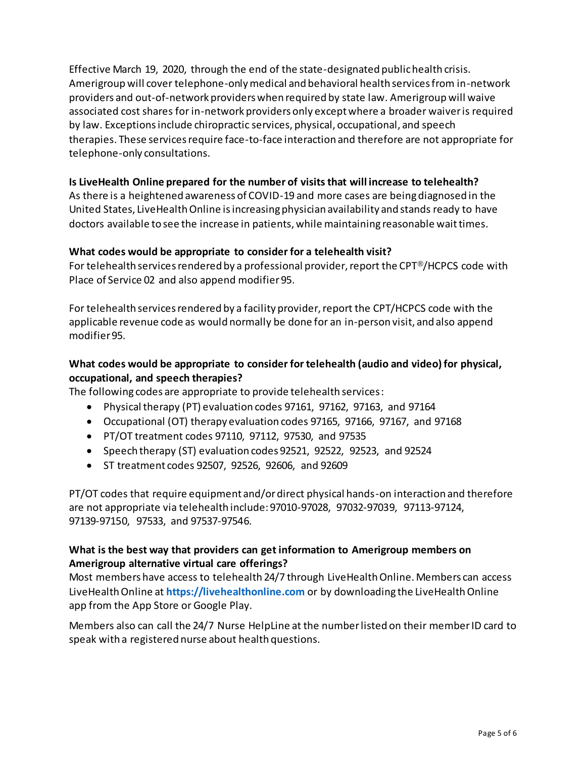Effective March 19, 2020, through the end of the state-designated public health crisis. Amerigroup will cover telephone-only medical and behavioral health services from in-network providers and out-of-network providers when required by state law. Amerigroup will waive associated cost shares for in-network providers only except where a broader waiver is required by law. Exceptions include chiropractic services, physical, occupational, and speech therapies. These services require face-to-face interaction and therefore are not appropriate for telephone-only consultations.

**Is LiveHealth Online prepared for the number of visits that will increase to telehealth?**
As there is a heightened awareness of COVID-19 and more cases are being diagnosed in the United States, LiveHealth Online is increasing physician availability and stands ready to have doctors available to see the increase in patients, while maintaining reasonable wait times.

**What codes would be appropriate to consider for a telehealth visit?**
For telehealth services rendered by a professional provider, report the CPT®/HCPCS code with Place of Service 02 and also append modifier 95.

For telehealth services rendered by a facility provider, report the CPT/HCPCS code with the applicable revenue code as would normally be done for an in-person visit, and also append modifier 95.

**What codes would be appropriate to consider for telehealth (audio and video) for physical, occupational, and speech therapies?**
The following codes are appropriate to provide telehealth services:

- Physical therapy (PT) evaluation codes 97161, 97162, 97163, and 97164
- Occupational (OT) therapy evaluation codes 97165, 97166, 97167, and 97168
- PT/OT treatment codes 97110, 97112, 97530, and 97535
- Speech therapy (ST) evaluation codes 92521, 92522, 92523, and 92524
- ST treatment codes 92507, 92526, 92606, and 92609

PT/OT codes that require equipment and/or direct physical hands-on interaction and therefore are not appropriate via telehealth include: 97010-97028, 97032-97039, 97113-97124, 97139-97150, 97533, and 97537-97546.

**What is the best way that providers can get information to Amerigroup members on Amerigroup alternative virtual care offerings?**
Most members have access to telehealth 24/7 through LiveHealth Online. Members can access LiveHealth Online at **https://livehealthonline.com** or by downloading the LiveHealth Online app from the App Store or Google Play.

Members also can call the 24/7 Nurse HelpLine at the number listed on their member ID card to speak with a registered nurse about health questions.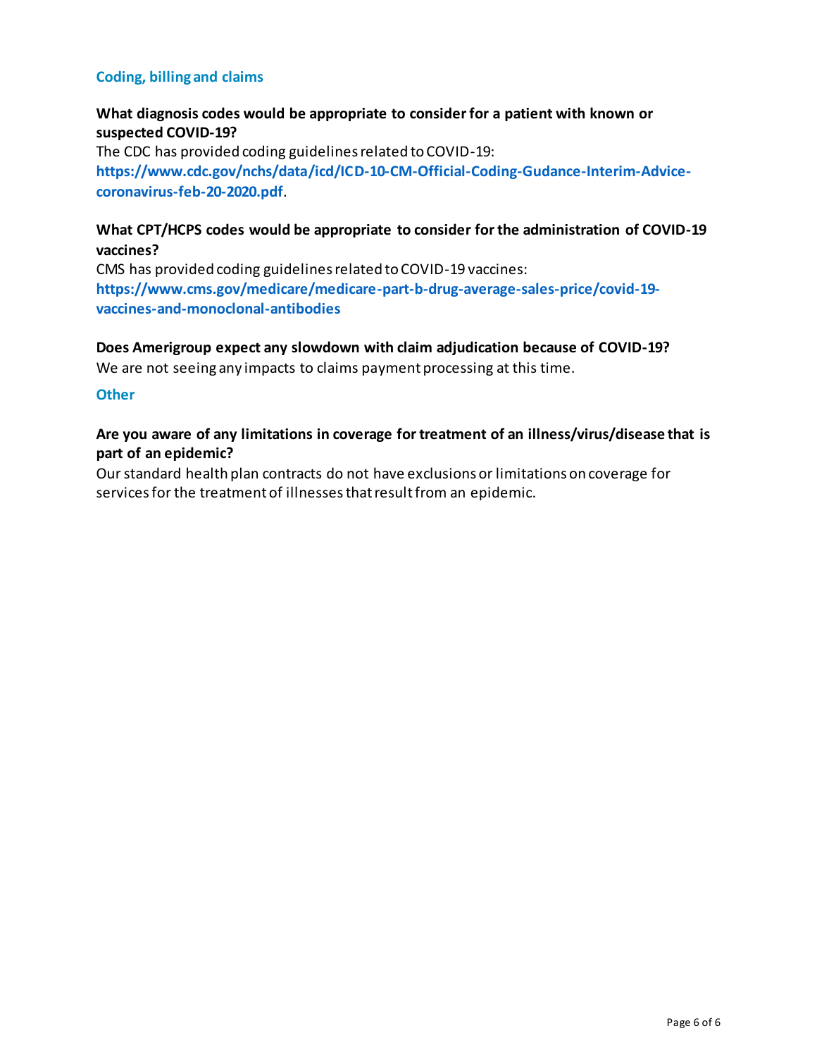## Coding, billing and claims

**What diagnosis codes would be appropriate to consider for a patient with known or suspected COVID-19?**

The CDC has provided coding guidelines related to COVID-19: **https://www.cdc.gov/nchs/data/icd/ICD-10-CM-Official-Coding-Gudance-Interim-Advice-coronavirus-feb-20-2020.pdf**.

**What CPT/HCPS codes would be appropriate to consider for the administration of COVID-19 vaccines?**

CMS has provided coding guidelines related to COVID-19 vaccines: **https://www.cms.gov/medicare/medicare-part-b-drug-average-sales-price/covid-19-vaccines-and-monoclonal-antibodies**

**Does Amerigroup expect any slowdown with claim adjudication because of COVID-19?**

We are not seeing any impacts to claims payment processing at this time.

## Other

**Are you aware of any limitations in coverage for treatment of an illness/virus/disease that is part of an epidemic?**

Our standard health plan contracts do not have exclusions or limitations on coverage for services for the treatment of illnesses that result from an epidemic.